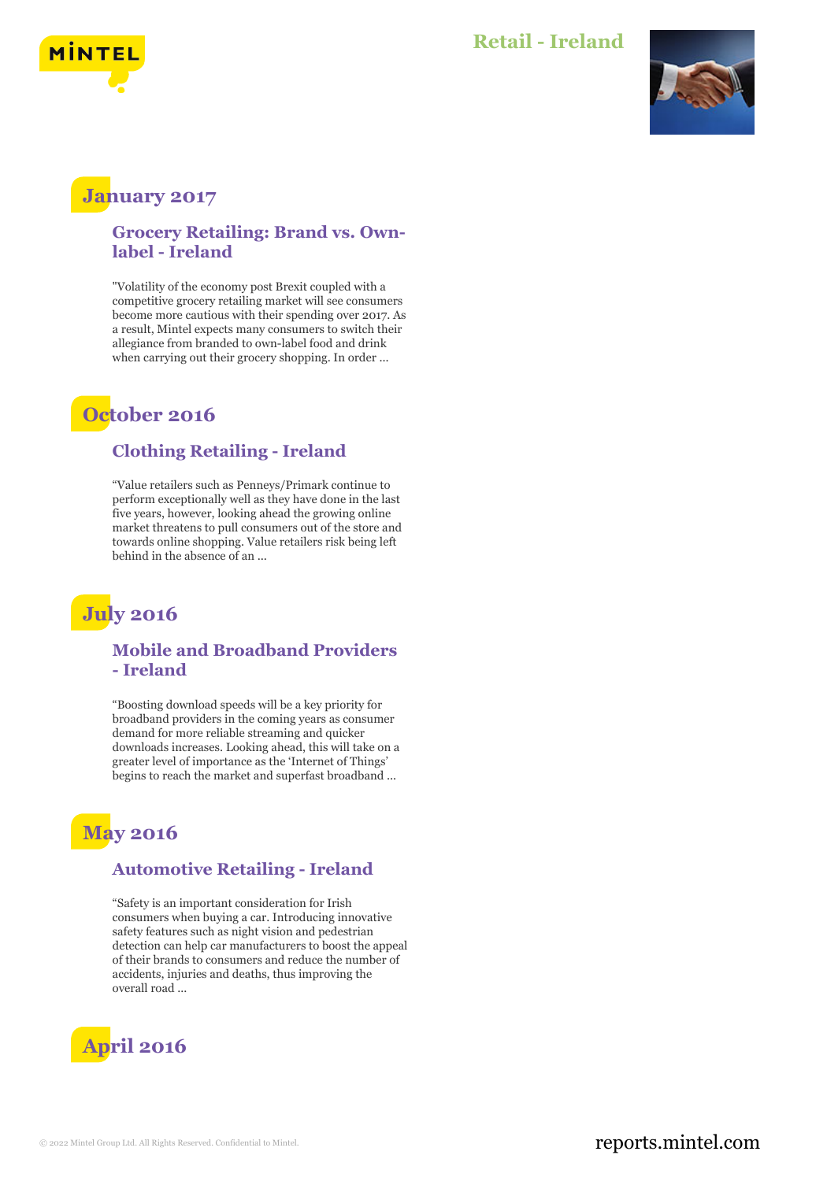# Retail - Ireland

## January 2017

### Grocery Retailing: Brand vs. Own-label - Ireland

"Volatility of the economy post Brexit coupled with a competitive grocery retailing market will see consumers become more cautious with their spending over 2017. As a result, Mintel expects many consumers to switch their allegiance from branded to own-label food and drink when carrying out their grocery shopping. In order ...

## October 2016

### Clothing Retailing - Ireland

"Value retailers such as Penneys/Primark continue to perform exceptionally well as they have done in the last five years, however, looking ahead the growing online market threatens to pull consumers out of the store and towards online shopping. Value retailers risk being left behind in the absence of an ...

## July 2016

### Mobile and Broadband Providers - Ireland

"Boosting download speeds will be a key priority for broadband providers in the coming years as consumer demand for more reliable streaming and quicker downloads increases. Looking ahead, this will take on a greater level of importance as the 'Internet of Things' begins to reach the market and superfast broadband ...

## May 2016

### Automotive Retailing - Ireland

"Safety is an important consideration for Irish consumers when buying a car. Introducing innovative safety features such as night vision and pedestrian detection can help car manufacturers to boost the appeal of their brands to consumers and reduce the number of accidents, injuries and deaths, thus improving the overall road ...

## April 2016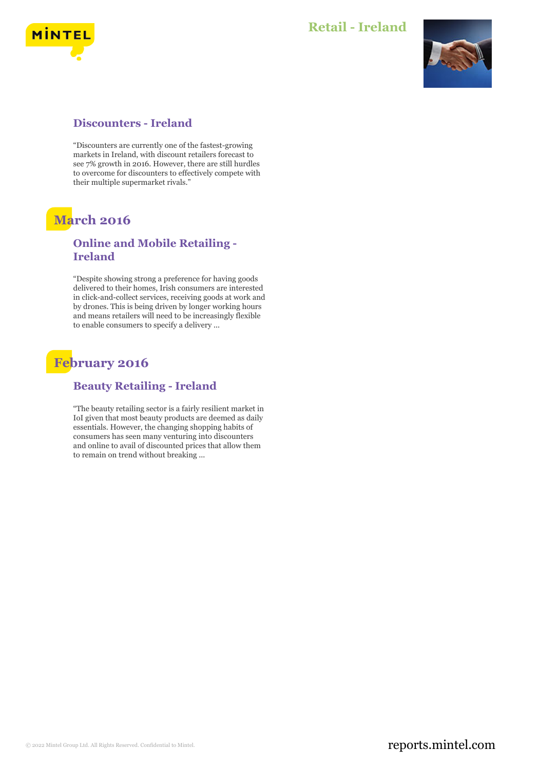### Discounters - Ireland

"Discounters are currently one of the fastest-growing markets in Ireland, with discount retailers forecast to see 7% growth in 2016. However, there are still hurdles to overcome for discounters to effectively compete with their multiple supermarket rivals."

## March 2016

### Online and Mobile Retailing - Ireland

"Despite showing strong a preference for having goods delivered to their homes, Irish consumers are interested in click-and-collect services, receiving goods at work and by drones. This is being driven by longer working hours and means retailers will need to be increasingly flexible to enable consumers to specify a delivery ...

## February 2016

### Beauty Retailing - Ireland

"The beauty retailing sector is a fairly resilient market in IoI given that most beauty products are deemed as daily essentials. However, the changing shopping habits of consumers has seen many venturing into discounters and online to avail of discounted prices that allow them to remain on trend without breaking ...